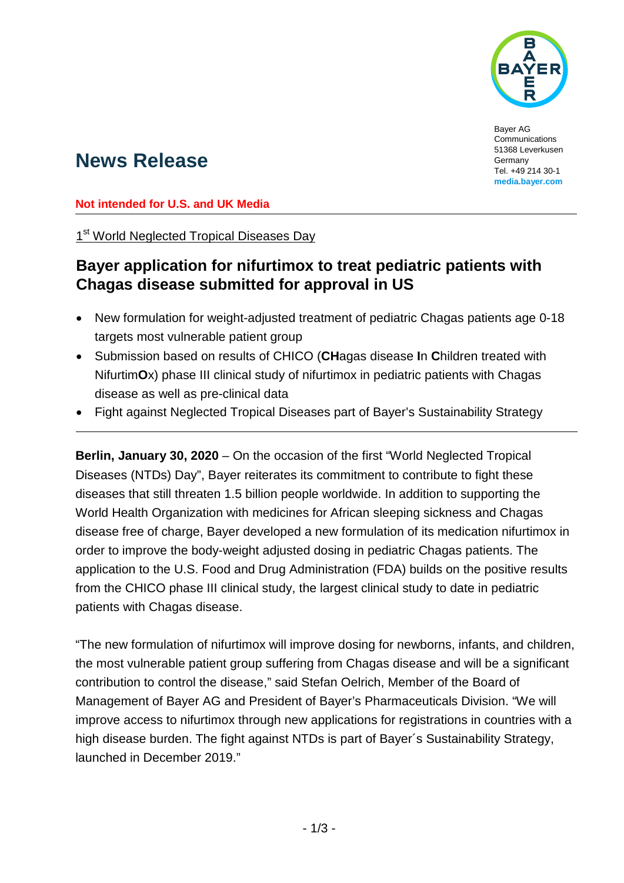Bayer AG
Communications
51368 Leverkusen
Germany
Tel. +49 214 30-1
**media.bayer.com**

# News Release

**Not intended for U.S. and UK Media**

1st World Neglected Tropical Diseases Day

## Bayer application for nifurtimox to treat pediatric patients with Chagas disease submitted for approval in US

- New formulation for weight-adjusted treatment of pediatric Chagas patients age 0-18 targets most vulnerable patient group
- Submission based on results of CHICO (**CH**agas disease **I**n **C**hildren treated with Nifurtim**O**x) phase III clinical study of nifurtimox in pediatric patients with Chagas disease as well as pre-clinical data
- Fight against Neglected Tropical Diseases part of Bayer's Sustainability Strategy

**Berlin, January 30, 2020** – On the occasion of the first "World Neglected Tropical Diseases (NTDs) Day", Bayer reiterates its commitment to contribute to fight these diseases that still threaten 1.5 billion people worldwide. In addition to supporting the World Health Organization with medicines for African sleeping sickness and Chagas disease free of charge, Bayer developed a new formulation of its medication nifurtimox in order to improve the body-weight adjusted dosing in pediatric Chagas patients. The application to the U.S. Food and Drug Administration (FDA) builds on the positive results from the CHICO phase III clinical study, the largest clinical study to date in pediatric patients with Chagas disease.

"The new formulation of nifurtimox will improve dosing for newborns, infants, and children, the most vulnerable patient group suffering from Chagas disease and will be a significant contribution to control the disease," said Stefan Oelrich, Member of the Board of Management of Bayer AG and President of Bayer's Pharmaceuticals Division. "We will improve access to nifurtimox through new applications for registrations in countries with a high disease burden. The fight against NTDs is part of Bayer´s Sustainability Strategy, launched in December 2019."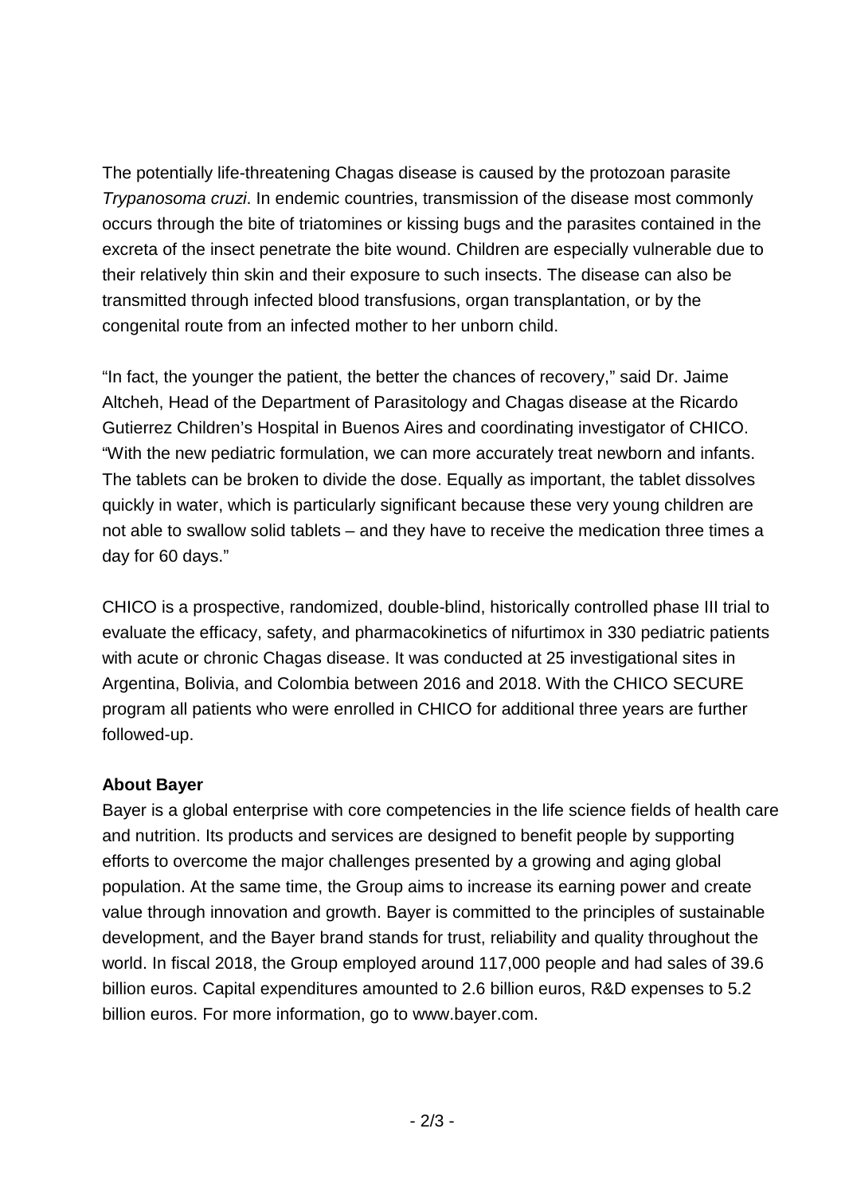The potentially life-threatening Chagas disease is caused by the protozoan parasite *Trypanosoma cruzi*. In endemic countries, transmission of the disease most commonly occurs through the bite of triatomines or kissing bugs and the parasites contained in the excreta of the insect penetrate the bite wound. Children are especially vulnerable due to their relatively thin skin and their exposure to such insects. The disease can also be transmitted through infected blood transfusions, organ transplantation, or by the congenital route from an infected mother to her unborn child.

"In fact, the younger the patient, the better the chances of recovery," said Dr. Jaime Altcheh, Head of the Department of Parasitology and Chagas disease at the Ricardo Gutierrez Children's Hospital in Buenos Aires and coordinating investigator of CHICO. "With the new pediatric formulation, we can more accurately treat newborn and infants. The tablets can be broken to divide the dose. Equally as important, the tablet dissolves quickly in water, which is particularly significant because these very young children are not able to swallow solid tablets – and they have to receive the medication three times a day for 60 days."

CHICO is a prospective, randomized, double-blind, historically controlled phase III trial to evaluate the efficacy, safety, and pharmacokinetics of nifurtimox in 330 pediatric patients with acute or chronic Chagas disease. It was conducted at 25 investigational sites in Argentina, Bolivia, and Colombia between 2016 and 2018. With the CHICO SECURE program all patients who were enrolled in CHICO for additional three years are further followed-up.

**About Bayer**

Bayer is a global enterprise with core competencies in the life science fields of health care and nutrition. Its products and services are designed to benefit people by supporting efforts to overcome the major challenges presented by a growing and aging global population. At the same time, the Group aims to increase its earning power and create value through innovation and growth. Bayer is committed to the principles of sustainable development, and the Bayer brand stands for trust, reliability and quality throughout the world. In fiscal 2018, the Group employed around 117,000 people and had sales of 39.6 billion euros. Capital expenditures amounted to 2.6 billion euros, R&D expenses to 5.2 billion euros. For more information, go to www.bayer.com.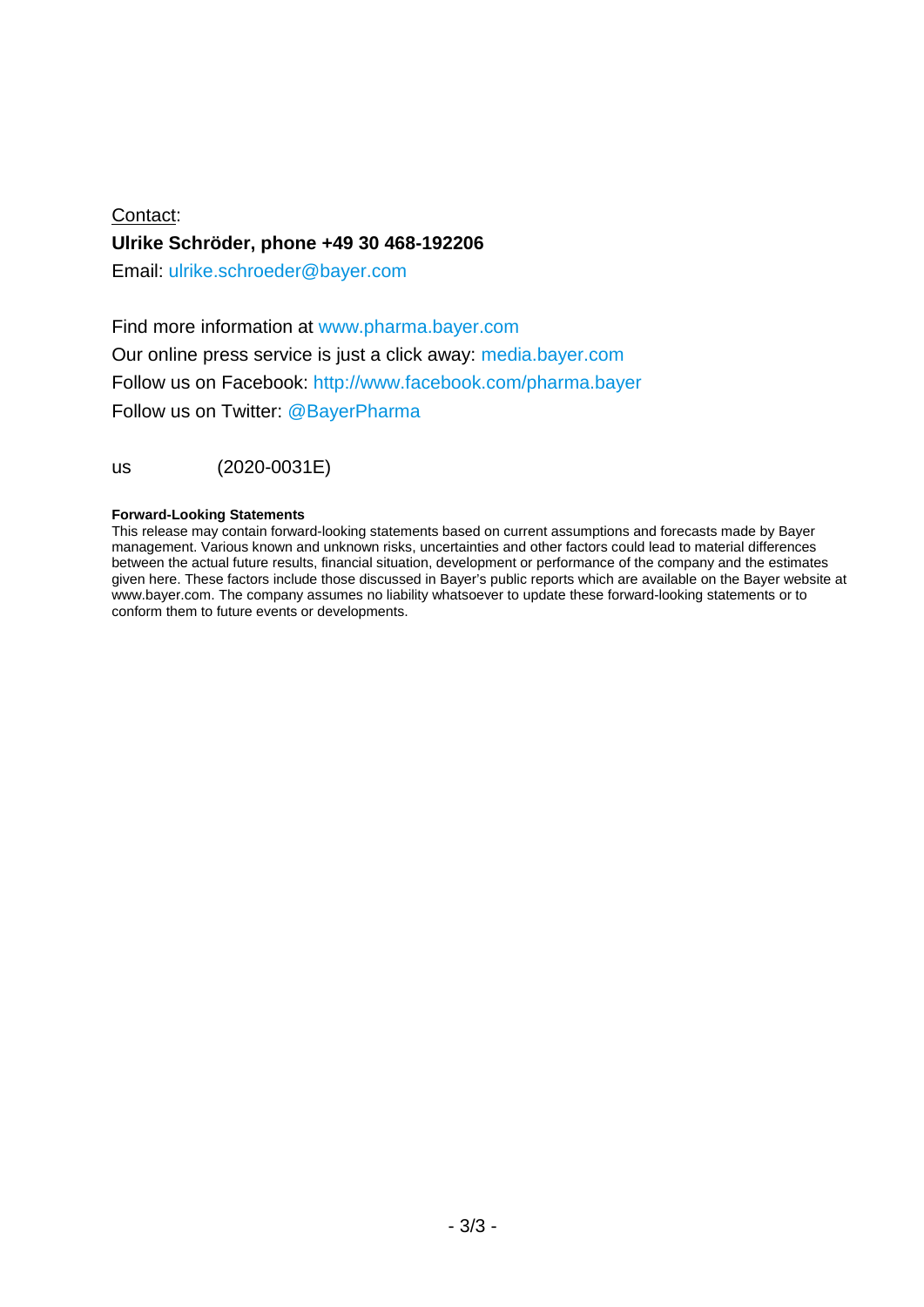Contact:

**Ulrike Schröder, phone +49 30 468-192206**

Email: ulrike.schroeder@bayer.com

Find more information at www.pharma.bayer.com

Our online press service is just a click away: media.bayer.com

Follow us on Facebook: http://www.facebook.com/pharma.bayer

Follow us on Twitter: @BayerPharma

us (2020-0031E)

**Forward-Looking Statements**

This release may contain forward-looking statements based on current assumptions and forecasts made by Bayer management. Various known and unknown risks, uncertainties and other factors could lead to material differences between the actual future results, financial situation, development or performance of the company and the estimates given here. These factors include those discussed in Bayer's public reports which are available on the Bayer website at www.bayer.com. The company assumes no liability whatsoever to update these forward-looking statements or to conform them to future events or developments.